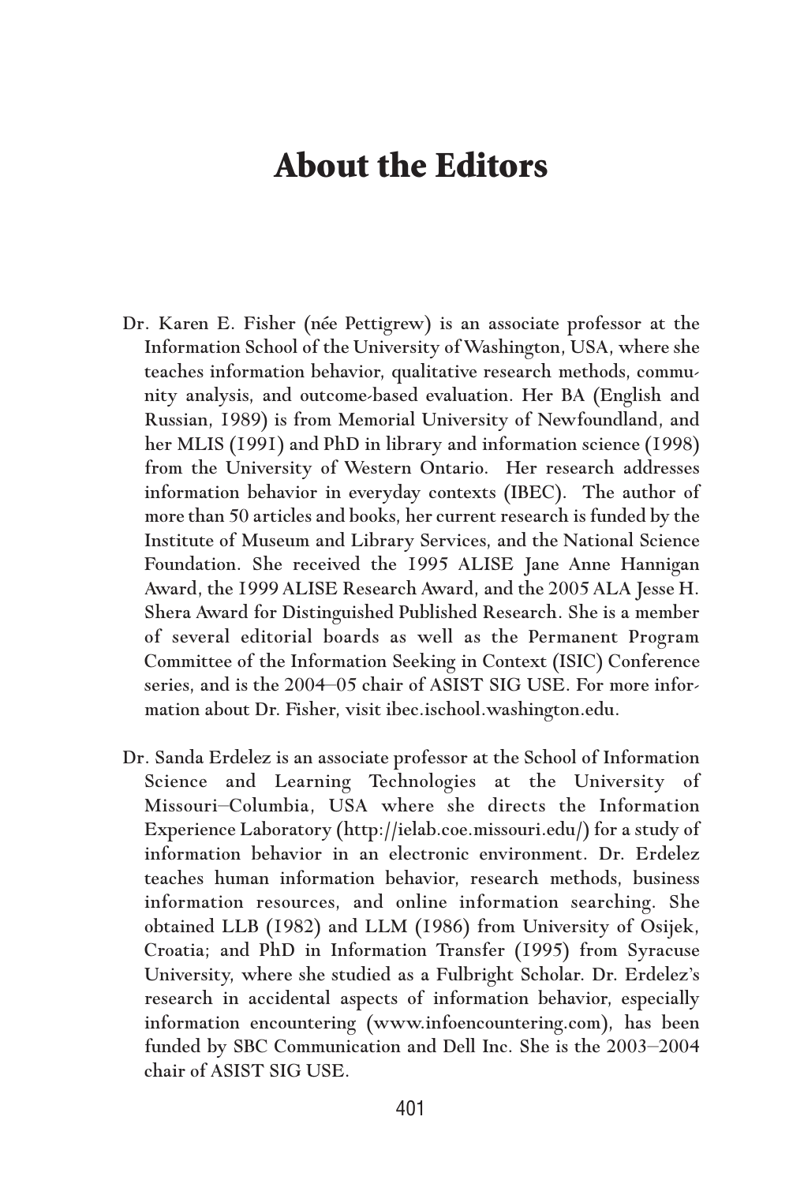# About the Editors

Dr. Karen E. Fisher (née Pettigrew) is an associate professor at the Information School of the University of Washington, USA, where she teaches information behavior, qualitative research methods, community analysis, and outcome-based evaluation. Her BA (English and Russian, 1989) is from Memorial University of Newfoundland, and her MLIS (1991) and PhD in library and information science (1998) from the University of Western Ontario. Her research addresses information behavior in everyday contexts (IBEC). The author of more than 50 articles and books, her current research is funded by the Institute of Museum and Library Services, and the National Science Foundation. She received the 1995 ALISE Jane Anne Hannigan Award, the 1999 ALISE Research Award, and the 2005 ALA Jesse H. Shera Award for Distinguished Published Research. She is a member of several editorial boards as well as the Permanent Program Committee of the Information Seeking in Context (ISIC) Conference series, and is the 2004–05 chair of ASIST SIG USE. For more information about Dr. Fisher, visit ibec.ischool.washington.edu.

Dr. Sanda Erdelez is an associate professor at the School of Information Science and Learning Technologies at the University of Missouri–Columbia, USA where she directs the Information Experience Laboratory (http://ielab.coe.missouri.edu/) for a study of information behavior in an electronic environment. Dr. Erdelez teaches human information behavior, research methods, business information resources, and online information searching. She obtained LLB (1982) and LLM (1986) from University of Osijek, Croatia; and PhD in Information Transfer (1995) from Syracuse University, where she studied as a Fulbright Scholar. Dr. Erdelez's research in accidental aspects of information behavior, especially information encountering (www.infoencountering.com), has been funded by SBC Communication and Dell Inc. She is the 2003–2004 chair of ASIST SIG USE.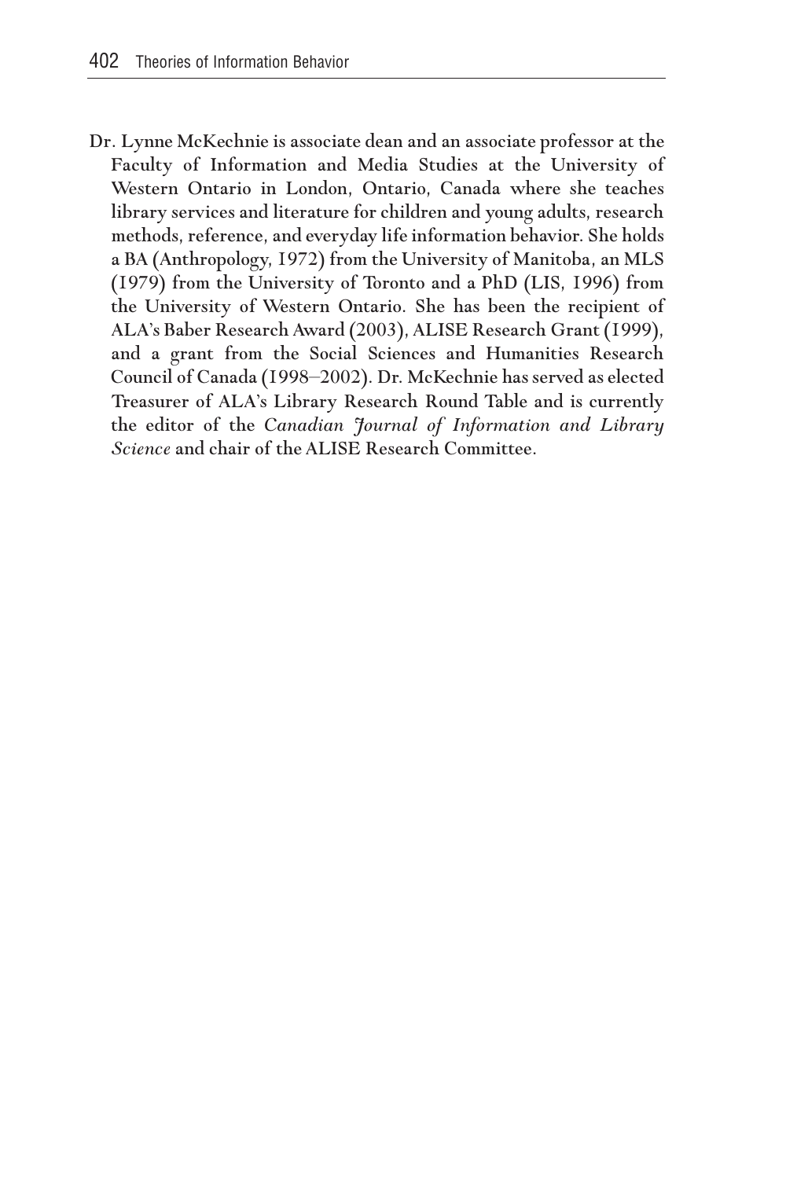**Dr. Lynne McKechnie** is associate dean and an associate professor at the Faculty of Information and Media Studies at the University of Western Ontario in London, Ontario, Canada where she teaches library services and literature for children and young adults, research methods, reference, and everyday life information behavior. She holds a BA (Anthropology, 1972) from the University of Manitoba, an MLS (1979) from the University of Toronto and a PhD (LIS, 1996) from the University of Western Ontario. She has been the recipient of ALA's Baber Research Award (2003), ALISE Research Grant (1999), and a grant from the Social Sciences and Humanities Research Council of Canada (1998–2002). Dr. McKechnie has served as elected Treasurer of ALA's Library Research Round Table and is currently the editor of the *Canadian Journal of Information and Library Science* and chair of the ALISE Research Committee.